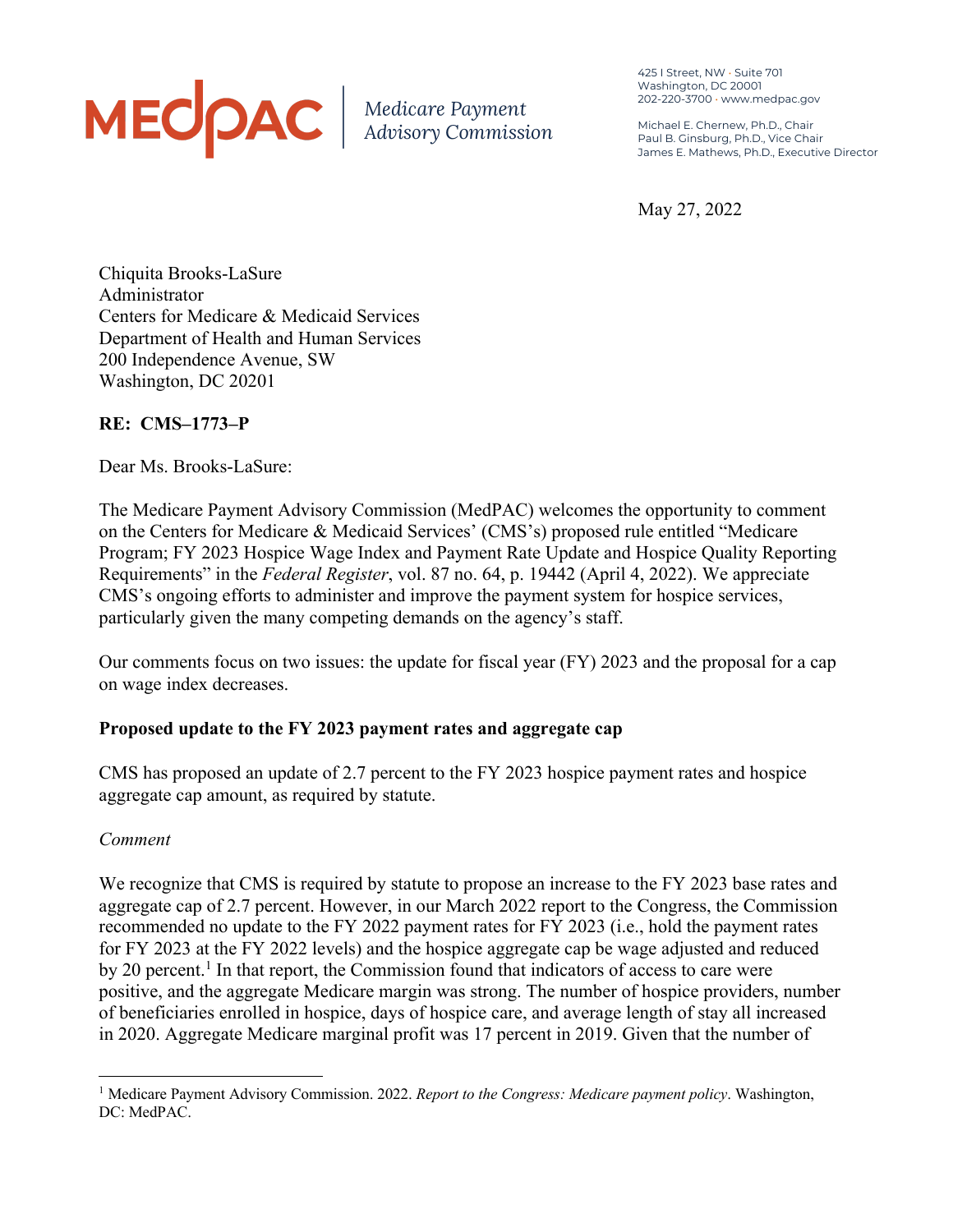MEDPAC | Medicare Payment Advisory Commission

425 I Street, NW • Suite 701
Washington, DC 20001
202-220-3700 • www.medpac.gov

Michael E. Chernew, Ph.D., Chair
Paul B. Ginsburg, Ph.D., Vice Chair
James E. Mathews, Ph.D., Executive Director

May 27, 2022

Chiquita Brooks-LaSure
Administrator
Centers for Medicare & Medicaid Services
Department of Health and Human Services
200 Independence Avenue, SW
Washington, DC 20201

**RE: CMS–1773–P**

Dear Ms. Brooks-LaSure:

The Medicare Payment Advisory Commission (MedPAC) welcomes the opportunity to comment on the Centers for Medicare & Medicaid Services' (CMS's) proposed rule entitled "Medicare Program; FY 2023 Hospice Wage Index and Payment Rate Update and Hospice Quality Reporting Requirements" in the *Federal Register*, vol. 87 no. 64, p. 19442 (April 4, 2022). We appreciate CMS's ongoing efforts to administer and improve the payment system for hospice services, particularly given the many competing demands on the agency's staff.

Our comments focus on two issues: the update for fiscal year (FY) 2023 and the proposal for a cap on wage index decreases.

**Proposed update to the FY 2023 payment rates and aggregate cap**

CMS has proposed an update of 2.7 percent to the FY 2023 hospice payment rates and hospice aggregate cap amount, as required by statute.

*Comment*

We recognize that CMS is required by statute to propose an increase to the FY 2023 base rates and aggregate cap of 2.7 percent. However, in our March 2022 report to the Congress, the Commission recommended no update to the FY 2022 payment rates for FY 2023 (i.e., hold the payment rates for FY 2023 at the FY 2022 levels) and the hospice aggregate cap be wage adjusted and reduced by 20 percent.[1] In that report, the Commission found that indicators of access to care were positive, and the aggregate Medicare margin was strong. The number of hospice providers, number of beneficiaries enrolled in hospice, days of hospice care, and average length of stay all increased in 2020. Aggregate Medicare marginal profit was 17 percent in 2019. Given that the number of

[1] Medicare Payment Advisory Commission. 2022. *Report to the Congress: Medicare payment policy*. Washington, DC: MedPAC.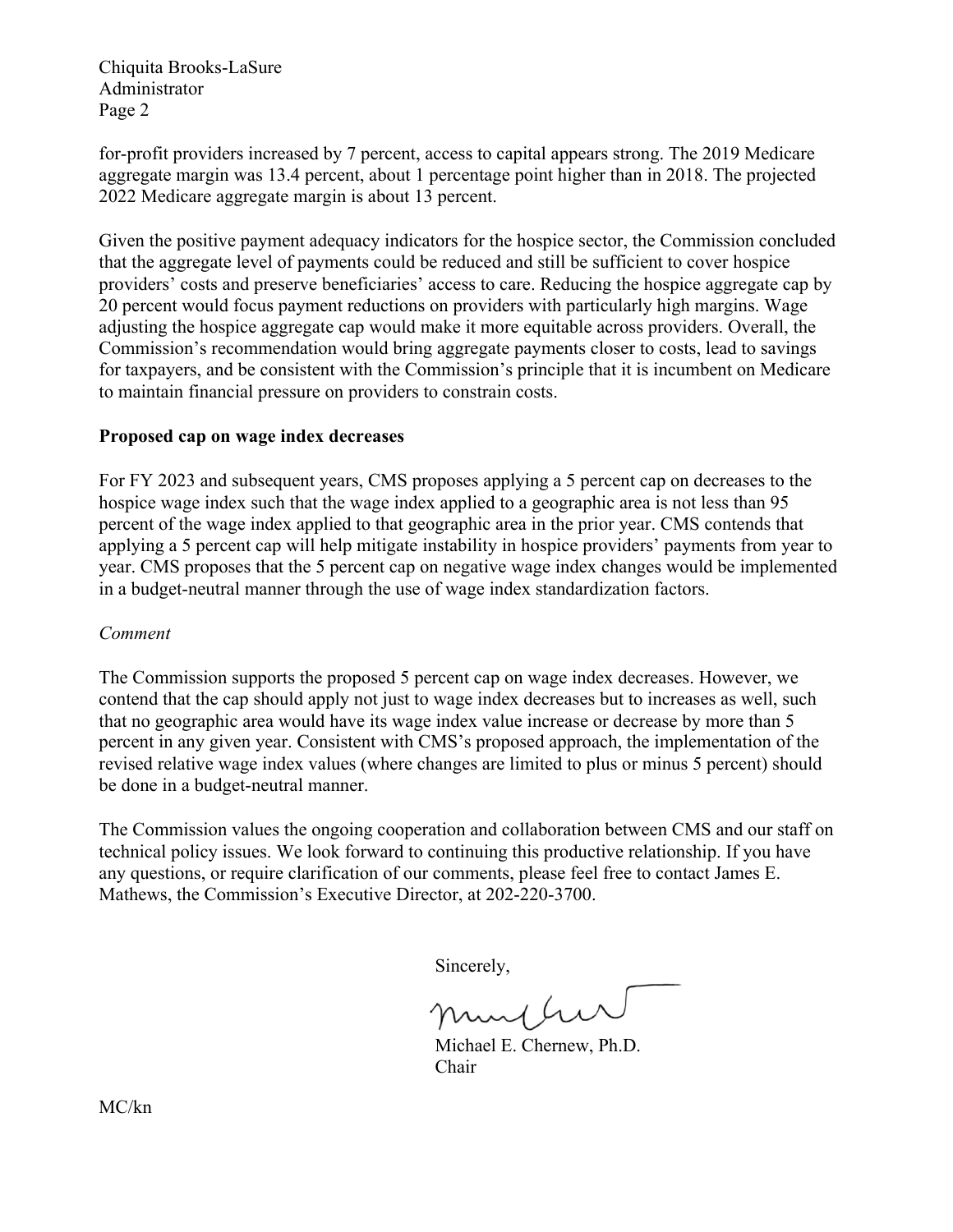for-profit providers increased by 7 percent, access to capital appears strong. The 2019 Medicare aggregate margin was 13.4 percent, about 1 percentage point higher than in 2018. The projected 2022 Medicare aggregate margin is about 13 percent.

Given the positive payment adequacy indicators for the hospice sector, the Commission concluded that the aggregate level of payments could be reduced and still be sufficient to cover hospice providers' costs and preserve beneficiaries' access to care. Reducing the hospice aggregate cap by 20 percent would focus payment reductions on providers with particularly high margins. Wage adjusting the hospice aggregate cap would make it more equitable across providers. Overall, the Commission's recommendation would bring aggregate payments closer to costs, lead to savings for taxpayers, and be consistent with the Commission's principle that it is incumbent on Medicare to maintain financial pressure on providers to constrain costs.

**Proposed cap on wage index decreases**

For FY 2023 and subsequent years, CMS proposes applying a 5 percent cap on decreases to the hospice wage index such that the wage index applied to a geographic area is not less than 95 percent of the wage index applied to that geographic area in the prior year. CMS contends that applying a 5 percent cap will help mitigate instability in hospice providers' payments from year to year. CMS proposes that the 5 percent cap on negative wage index changes would be implemented in a budget-neutral manner through the use of wage index standardization factors.

*Comment*

The Commission supports the proposed 5 percent cap on wage index decreases. However, we contend that the cap should apply not just to wage index decreases but to increases as well, such that no geographic area would have its wage index value increase or decrease by more than 5 percent in any given year. Consistent with CMS's proposed approach, the implementation of the revised relative wage index values (where changes are limited to plus or minus 5 percent) should be done in a budget-neutral manner.

The Commission values the ongoing cooperation and collaboration between CMS and our staff on technical policy issues. We look forward to continuing this productive relationship. If you have any questions, or require clarification of our comments, please feel free to contact James E. Mathews, the Commission's Executive Director, at 202-220-3700.

Sincerely,

Michael E. Chernew, Ph.D.
Chair

MC/kn